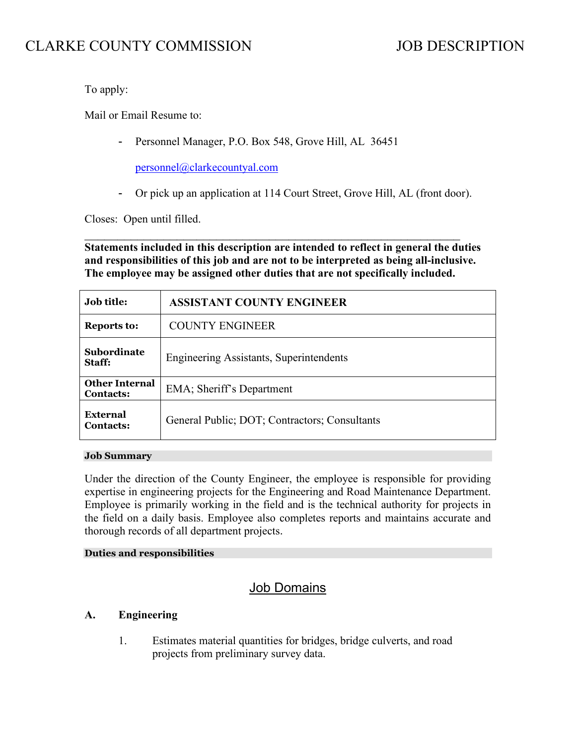# CLARKE COUNTY COMMISSION — JOB DESCRIPTION

To apply:

Mail or Email Resume to:

- Personnel Manager, P.O. Box 548, Grove Hill, AL 36451

  personnel@clarkecountyal.com

- Or pick up an application at 114 Court Street, Grove Hill, AL (front door).

Closes: Open until filled.

---

**Statements included in this description are intended to reflect in general the duties and responsibilities of this job and are not to be interpreted as being all-inclusive. The employee may be assigned other duties that are not specifically included.**

| **Job title:** | **ASSISTANT COUNTY ENGINEER** |
|---|---|
| **Reports to:** | COUNTY ENGINEER |
| **Subordinate Staff:** | Engineering Assistants, Superintendents |
| **Other Internal Contacts:** | EMA; Sheriff's Department |
| **External Contacts:** | General Public; DOT; Contractors; Consultants |

**Job Summary**

Under the direction of the County Engineer, the employee is responsible for providing expertise in engineering projects for the Engineering and Road Maintenance Department. Employee is primarily working in the field and is the technical authority for projects in the field on a daily basis. Employee also completes reports and maintains accurate and thorough records of all department projects.

**Duties and responsibilities**

## Job Domains

### A. Engineering

1. Estimates material quantities for bridges, bridge culverts, and road projects from preliminary survey data.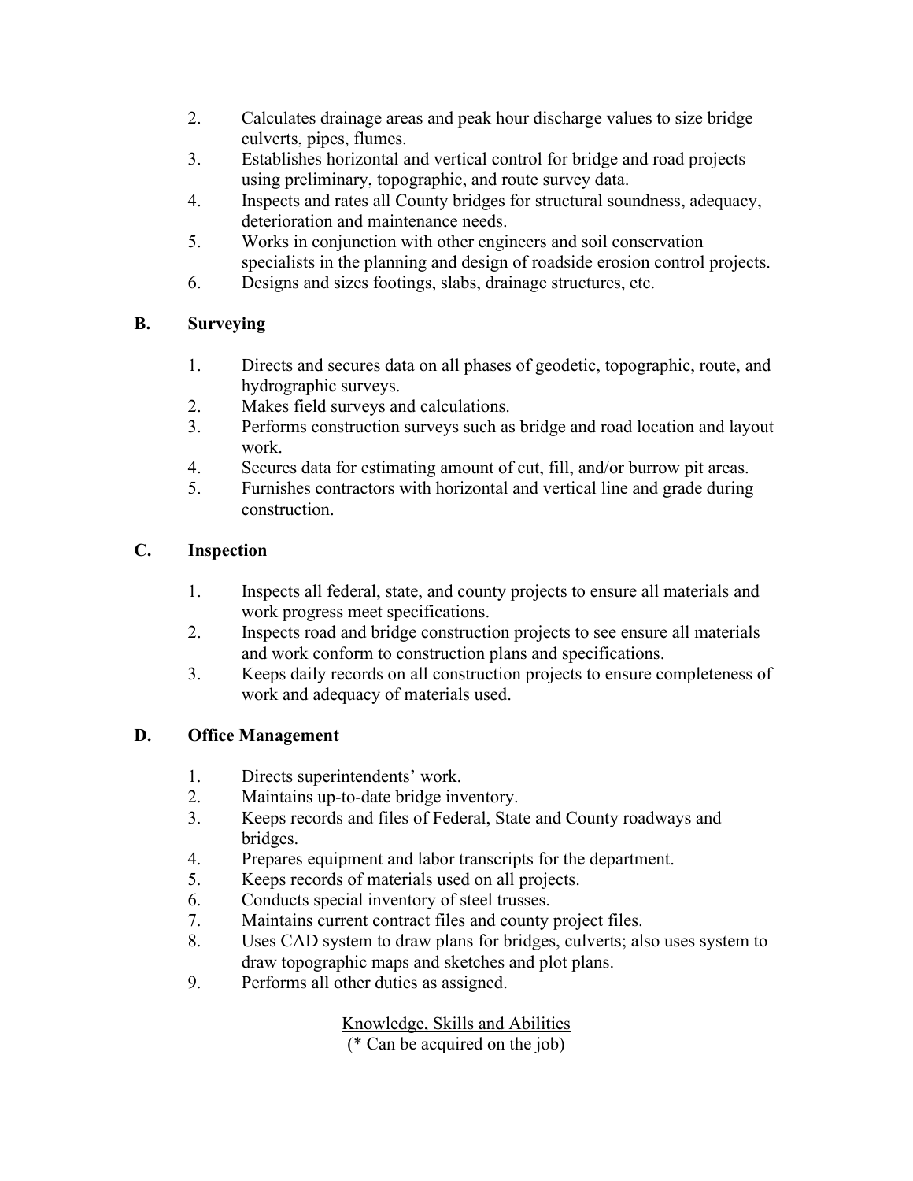2. Calculates drainage areas and peak hour discharge values to size bridge culverts, pipes, flumes.
3. Establishes horizontal and vertical control for bridge and road projects using preliminary, topographic, and route survey data.
4. Inspects and rates all County bridges for structural soundness, adequacy, deterioration and maintenance needs.
5. Works in conjunction with other engineers and soil conservation specialists in the planning and design of roadside erosion control projects.
6. Designs and sizes footings, slabs, drainage structures, etc.

### B. Surveying

1. Directs and secures data on all phases of geodetic, topographic, route, and hydrographic surveys.
2. Makes field surveys and calculations.
3. Performs construction surveys such as bridge and road location and layout work.
4. Secures data for estimating amount of cut, fill, and/or burrow pit areas.
5. Furnishes contractors with horizontal and vertical line and grade during construction.

### C. Inspection

1. Inspects all federal, state, and county projects to ensure all materials and work progress meet specifications.
2. Inspects road and bridge construction projects to see ensure all materials and work conform to construction plans and specifications.
3. Keeps daily records on all construction projects to ensure completeness of work and adequacy of materials used.

### D. Office Management

1. Directs superintendents' work.
2. Maintains up-to-date bridge inventory.
3. Keeps records and files of Federal, State and County roadways and bridges.
4. Prepares equipment and labor transcripts for the department.
5. Keeps records of materials used on all projects.
6. Conducts special inventory of steel trusses.
7. Maintains current contract files and county project files.
8. Uses CAD system to draw plans for bridges, culverts; also uses system to draw topographic maps and sketches and plot plans.
9. Performs all other duties as assigned.

<u>Knowledge, Skills and Abilities</u>

(* Can be acquired on the job)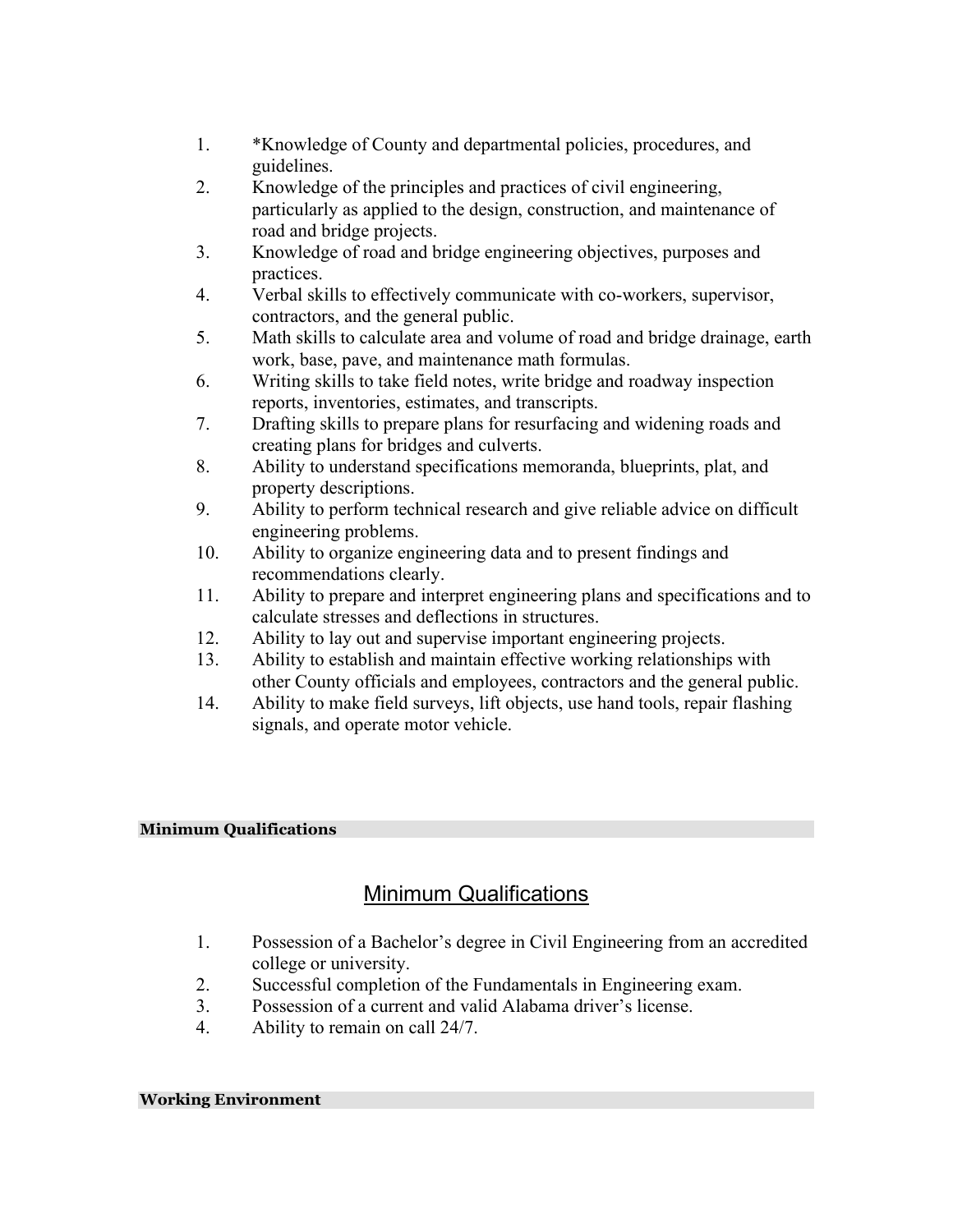1. *Knowledge of County and departmental policies, procedures, and guidelines.
2. Knowledge of the principles and practices of civil engineering, particularly as applied to the design, construction, and maintenance of road and bridge projects.
3. Knowledge of road and bridge engineering objectives, purposes and practices.
4. Verbal skills to effectively communicate with co-workers, supervisor, contractors, and the general public.
5. Math skills to calculate area and volume of road and bridge drainage, earth work, base, pave, and maintenance math formulas.
6. Writing skills to take field notes, write bridge and roadway inspection reports, inventories, estimates, and transcripts.
7. Drafting skills to prepare plans for resurfacing and widening roads and creating plans for bridges and culverts.
8. Ability to understand specifications memoranda, blueprints, plat, and property descriptions.
9. Ability to perform technical research and give reliable advice on difficult engineering problems.
10. Ability to organize engineering data and to present findings and recommendations clearly.
11. Ability to prepare and interpret engineering plans and specifications and to calculate stresses and deflections in structures.
12. Ability to lay out and supervise important engineering projects.
13. Ability to establish and maintain effective working relationships with other County officials and employees, contractors and the general public.
14. Ability to make field surveys, lift objects, use hand tools, repair flashing signals, and operate motor vehicle.

**Minimum Qualifications**

## Minimum Qualifications

1. Possession of a Bachelor's degree in Civil Engineering from an accredited college or university.
2. Successful completion of the Fundamentals in Engineering exam.
3. Possession of a current and valid Alabama driver's license.
4. Ability to remain on call 24/7.

**Working Environment**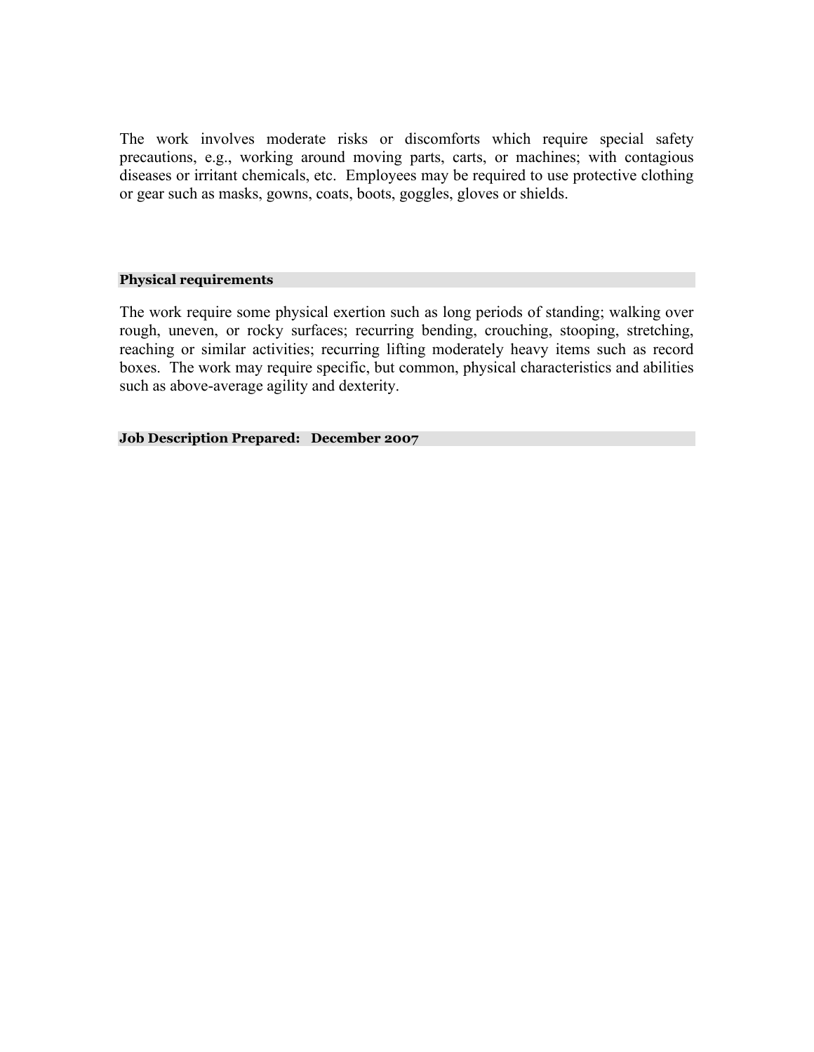The work involves moderate risks or discomforts which require special safety precautions, e.g., working around moving parts, carts, or machines; with contagious diseases or irritant chemicals, etc. Employees may be required to use protective clothing or gear such as masks, gowns, coats, boots, goggles, gloves or shields.

**Physical requirements**

The work require some physical exertion such as long periods of standing; walking over rough, uneven, or rocky surfaces; recurring bending, crouching, stooping, stretching, reaching or similar activities; recurring lifting moderately heavy items such as record boxes. The work may require specific, but common, physical characteristics and abilities such as above-average agility and dexterity.

**Job Description Prepared: December 2007**